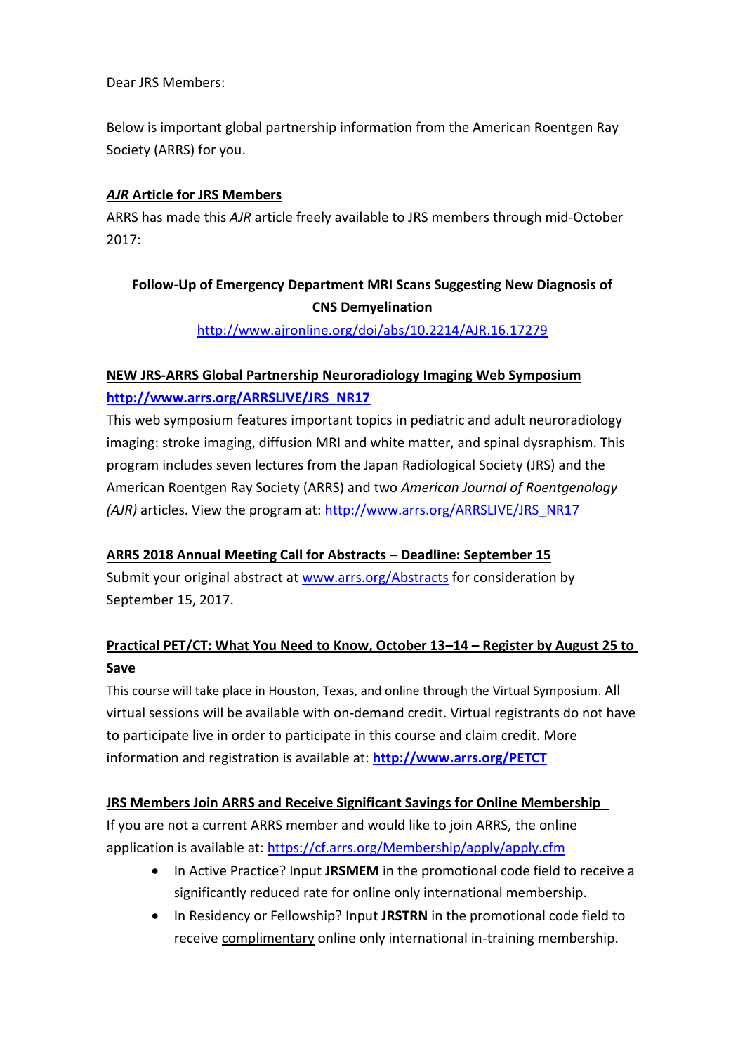Dear JRS Members:

Below is important global partnership information from the American Roentgen Ray Society (ARRS) for you.

***AJR* Article for JRS Members**

ARRS has made this *AJR* article freely available to JRS members through mid-October 2017:

**Follow-Up of Emergency Department MRI Scans Suggesting New Diagnosis of CNS Demyelination**

http://www.ajronline.org/doi/abs/10.2214/AJR.16.17279

**NEW JRS-ARRS Global Partnership Neuroradiology Imaging Web Symposium**

**http://www.arrs.org/ARRSLIVE/JRS_NR17**

This web symposium features important topics in pediatric and adult neuroradiology imaging: stroke imaging, diffusion MRI and white matter, and spinal dysraphism. This program includes seven lectures from the Japan Radiological Society (JRS) and the American Roentgen Ray Society (ARRS) and two *American Journal of Roentgenology (AJR)* articles. View the program at: http://www.arrs.org/ARRSLIVE/JRS_NR17

**ARRS 2018 Annual Meeting Call for Abstracts – Deadline: September 15**

Submit your original abstract at www.arrs.org/Abstracts for consideration by September 15, 2017.

**Practical PET/CT: What You Need to Know, October 13–14 – Register by August 25 to Save**

This course will take place in Houston, Texas, and online through the Virtual Symposium. All virtual sessions will be available with on-demand credit. Virtual registrants do not have to participate live in order to participate in this course and claim credit. More information and registration is available at: **http://www.arrs.org/PETCT**

**JRS Members Join ARRS and Receive Significant Savings for Online Membership**

If you are not a current ARRS member and would like to join ARRS, the online application is available at: https://cf.arrs.org/Membership/apply/apply.cfm

- In Active Practice? Input **JRSMEM** in the promotional code field to receive a significantly reduced rate for online only international membership.
- In Residency or Fellowship? Input **JRSTRN** in the promotional code field to receive complimentary online only international in-training membership.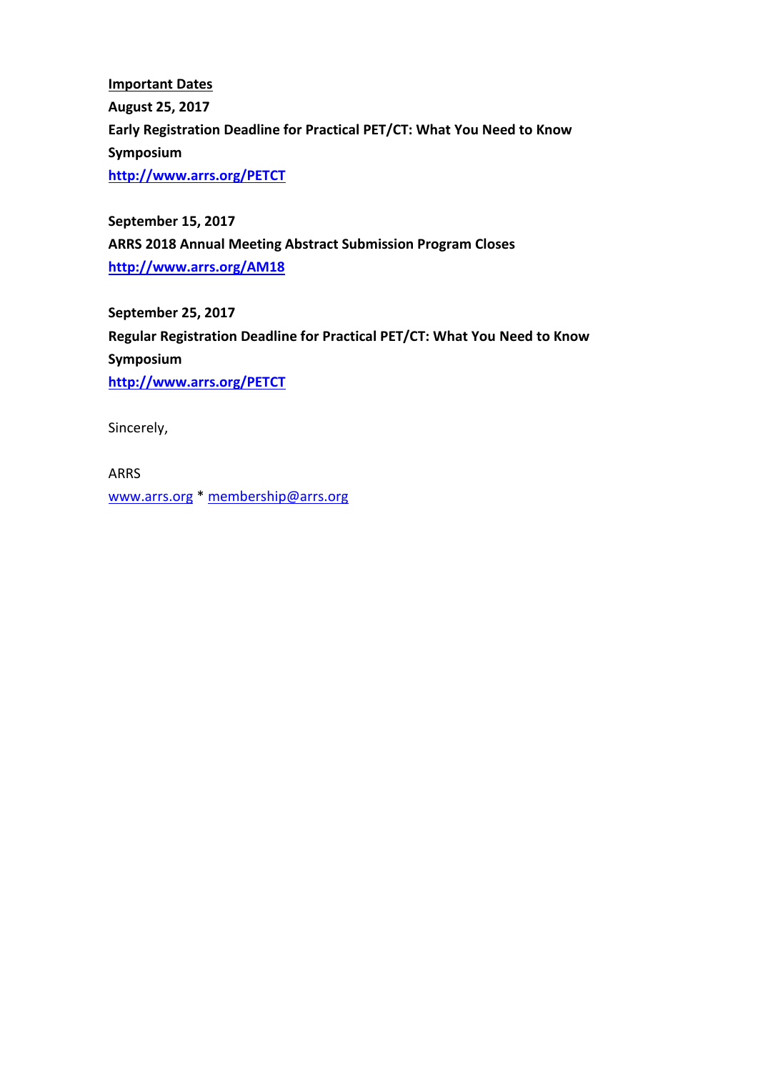**Important Dates**

**August 25, 2017**
**Early Registration Deadline for Practical PET/CT: What You Need to Know Symposium**
**http://www.arrs.org/PETCT**

**September 15, 2017**
**ARRS 2018 Annual Meeting Abstract Submission Program Closes**
**http://www.arrs.org/AM18**

**September 25, 2017**
**Regular Registration Deadline for Practical PET/CT: What You Need to Know Symposium**
**http://www.arrs.org/PETCT**

Sincerely,

ARRS
www.arrs.org * membership@arrs.org